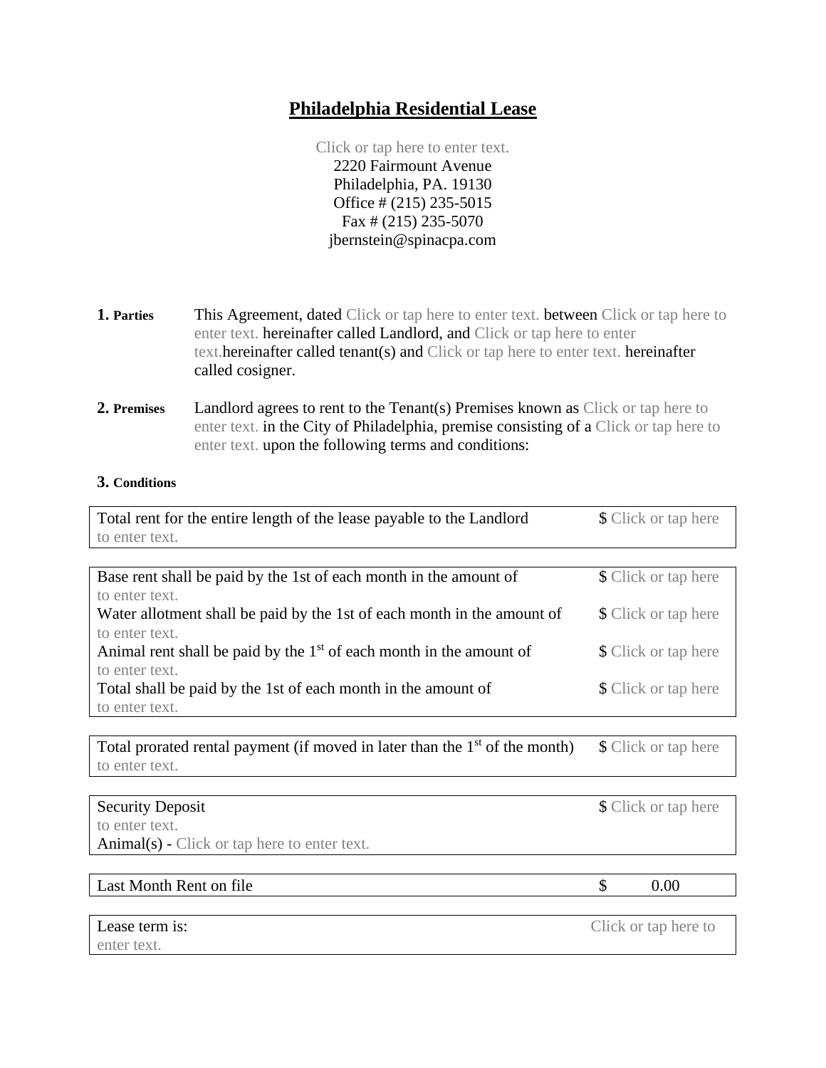# Philadelphia Residential Lease

Click or tap here to enter text.
2220 Fairmount Avenue
Philadelphia, PA. 19130
Office # (215) 235-5015
Fax # (215) 235-5070
jbernstein@spinacpa.com

**1. Parties** This Agreement, dated Click or tap here to enter text. between Click or tap here to enter text. hereinafter called Landlord, and Click or tap here to enter text.hereinafter called tenant(s) and Click or tap here to enter text. hereinafter called cosigner.

**2. Premises** Landlord agrees to rent to the Tenant(s) Premises known as Click or tap here to enter text. in the City of Philadelphia, premise consisting of a Click or tap here to enter text. upon the following terms and conditions:

**3. Conditions**

| | |
|---|---|
| Total rent for the entire length of the lease payable to the Landlord | $ Click or tap here to enter text. |

| | |
|---|---|
| Base rent shall be paid by the 1st of each month in the amount of | $ Click or tap here to enter text. |
| Water allotment shall be paid by the 1st of each month in the amount of | $ Click or tap here to enter text. |
| Animal rent shall be paid by the 1st of each month in the amount of | $ Click or tap here to enter text. |
| Total shall be paid by the 1st of each month in the amount of | $ Click or tap here to enter text. |

| | |
|---|---|
| Total prorated rental payment (if moved in later than the 1st of the month) | $ Click or tap here to enter text. |

| | |
|---|---|
| Security Deposit | $ Click or tap here to enter text. |
| Animal(s) - Click or tap here to enter text. | |

| | |
|---|---|
| Last Month Rent on file | $ 0.00 |

| | |
|---|---|
| Lease term is: | Click or tap here to enter text. |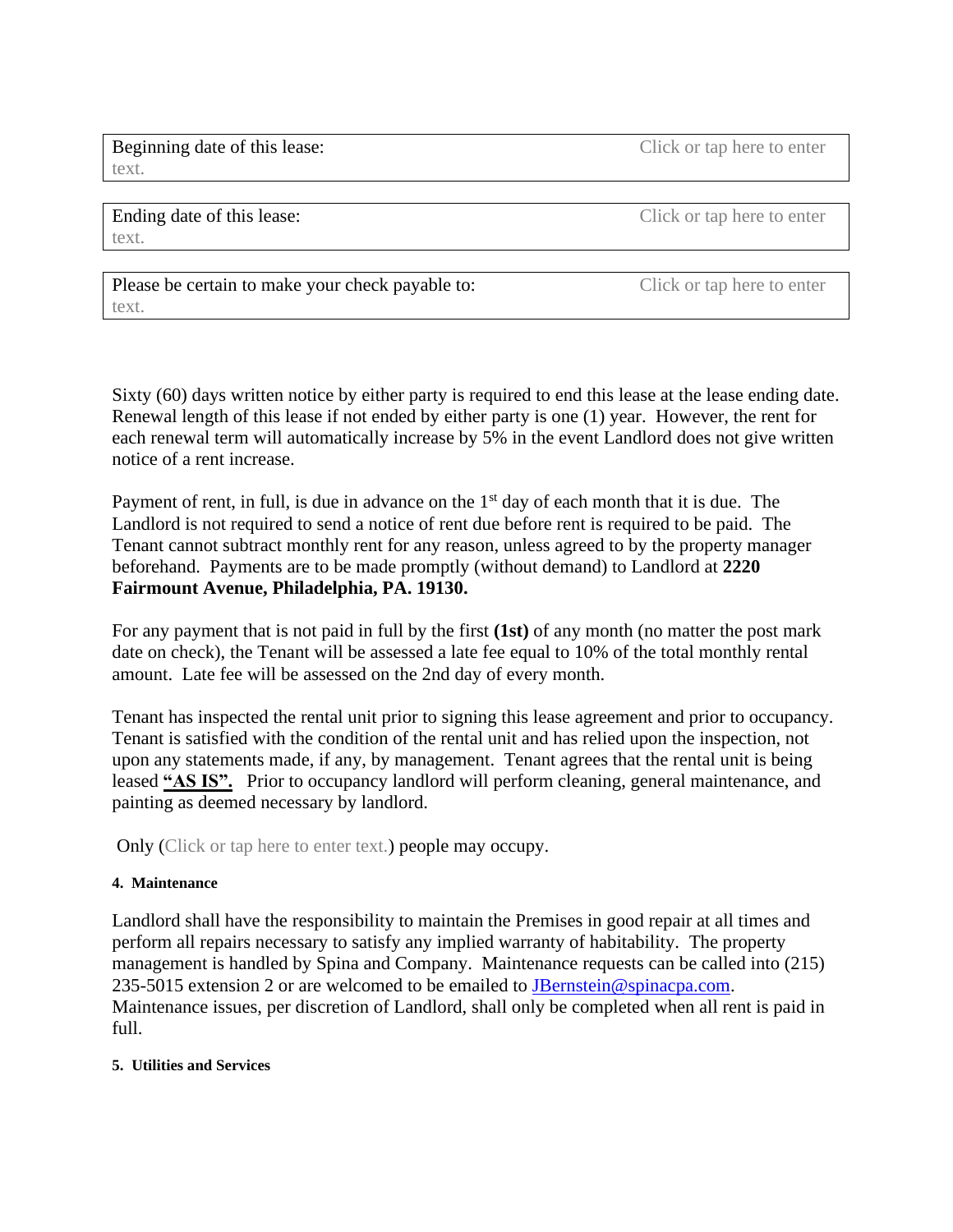| Beginning date of this lease: | Click or tap here to enter text. |
|---|---|

| Ending date of this lease: | Click or tap here to enter text. |
|---|---|

| Please be certain to make your check payable to: | Click or tap here to enter text. |
|---|---|

Sixty (60) days written notice by either party is required to end this lease at the lease ending date. Renewal length of this lease if not ended by either party is one (1) year. However, the rent for each renewal term will automatically increase by 5% in the event Landlord does not give written notice of a rent increase.

Payment of rent, in full, is due in advance on the 1st day of each month that it is due. The Landlord is not required to send a notice of rent due before rent is required to be paid. The Tenant cannot subtract monthly rent for any reason, unless agreed to by the property manager beforehand. Payments are to be made promptly (without demand) to Landlord at **2220 Fairmount Avenue, Philadelphia, PA. 19130.**

For any payment that is not paid in full by the first **(1st)** of any month (no matter the post mark date on check), the Tenant will be assessed a late fee equal to 10% of the total monthly rental amount. Late fee will be assessed on the 2nd day of every month.

Tenant has inspected the rental unit prior to signing this lease agreement and prior to occupancy. Tenant is satisfied with the condition of the rental unit and has relied upon the inspection, not upon any statements made, if any, by management. Tenant agrees that the rental unit is being leased **"AS IS".** Prior to occupancy landlord will perform cleaning, general maintenance, and painting as deemed necessary by landlord.

Only (Click or tap here to enter text.) people may occupy.

**4. Maintenance**

Landlord shall have the responsibility to maintain the Premises in good repair at all times and perform all repairs necessary to satisfy any implied warranty of habitability. The property management is handled by Spina and Company. Maintenance requests can be called into (215) 235-5015 extension 2 or are welcomed to be emailed to JBernstein@spinacpa.com. Maintenance issues, per discretion of Landlord, shall only be completed when all rent is paid in full.

**5. Utilities and Services**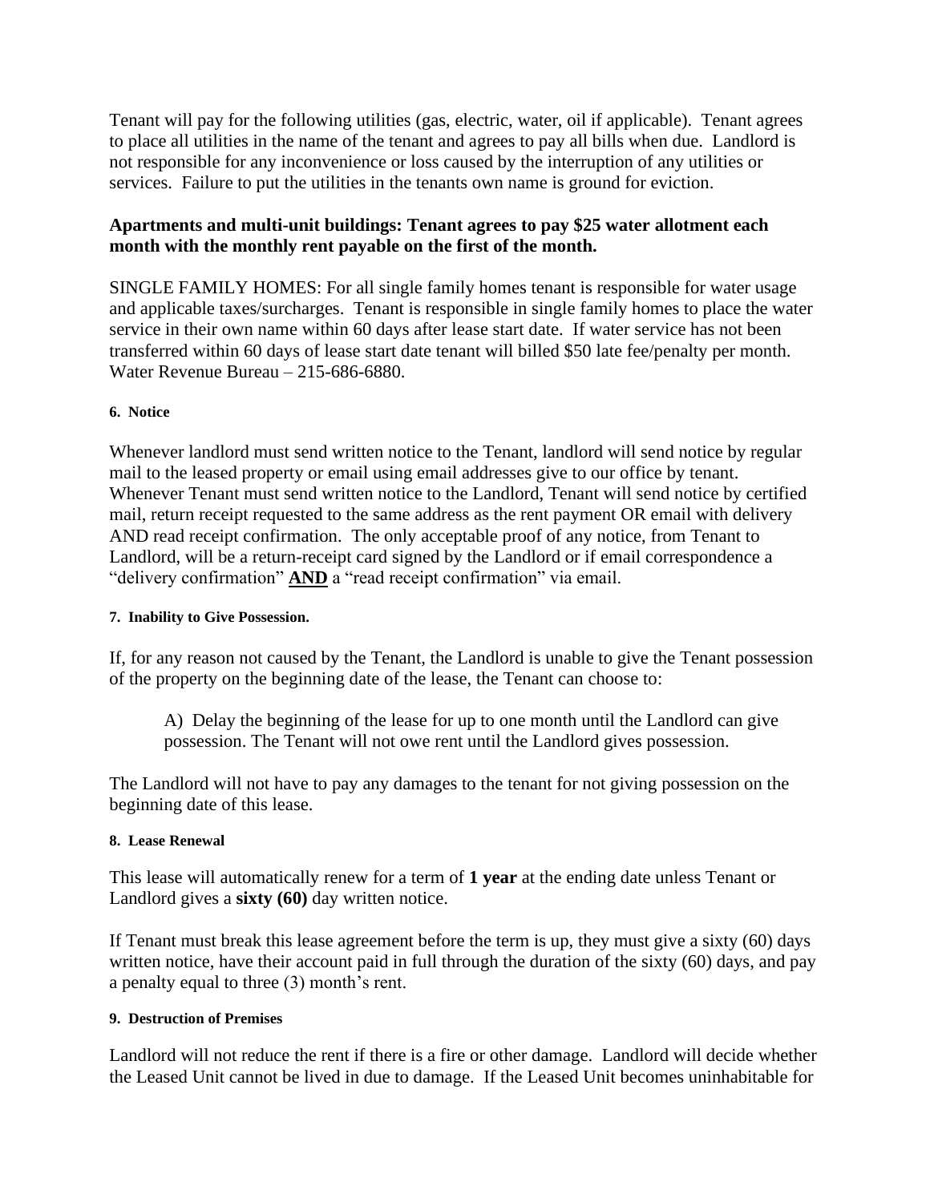Tenant will pay for the following utilities (gas, electric, water, oil if applicable). Tenant agrees to place all utilities in the name of the tenant and agrees to pay all bills when due. Landlord is not responsible for any inconvenience or loss caused by the interruption of any utilities or services. Failure to put the utilities in the tenants own name is ground for eviction.

**Apartments and multi-unit buildings: Tenant agrees to pay $25 water allotment each month with the monthly rent payable on the first of the month.**

SINGLE FAMILY HOMES: For all single family homes tenant is responsible for water usage and applicable taxes/surcharges. Tenant is responsible in single family homes to place the water service in their own name within 60 days after lease start date. If water service has not been transferred within 60 days of lease start date tenant will billed $50 late fee/penalty per month. Water Revenue Bureau – 215-686-6880.

#### 6. Notice

Whenever landlord must send written notice to the Tenant, landlord will send notice by regular mail to the leased property or email using email addresses give to our office by tenant. Whenever Tenant must send written notice to the Landlord, Tenant will send notice by certified mail, return receipt requested to the same address as the rent payment OR email with delivery AND read receipt confirmation. The only acceptable proof of any notice, from Tenant to Landlord, will be a return-receipt card signed by the Landlord or if email correspondence a "delivery confirmation" **AND** a "read receipt confirmation" via email.

#### 7. Inability to Give Possession.

If, for any reason not caused by the Tenant, the Landlord is unable to give the Tenant possession of the property on the beginning date of the lease, the Tenant can choose to:

> A) Delay the beginning of the lease for up to one month until the Landlord can give possession. The Tenant will not owe rent until the Landlord gives possession.

The Landlord will not have to pay any damages to the tenant for not giving possession on the beginning date of this lease.

#### 8. Lease Renewal

This lease will automatically renew for a term of **1 year** at the ending date unless Tenant or Landlord gives a **sixty (60)** day written notice.

If Tenant must break this lease agreement before the term is up, they must give a sixty (60) days written notice, have their account paid in full through the duration of the sixty (60) days, and pay a penalty equal to three (3) month's rent.

#### 9. Destruction of Premises

Landlord will not reduce the rent if there is a fire or other damage. Landlord will decide whether the Leased Unit cannot be lived in due to damage. If the Leased Unit becomes uninhabitable for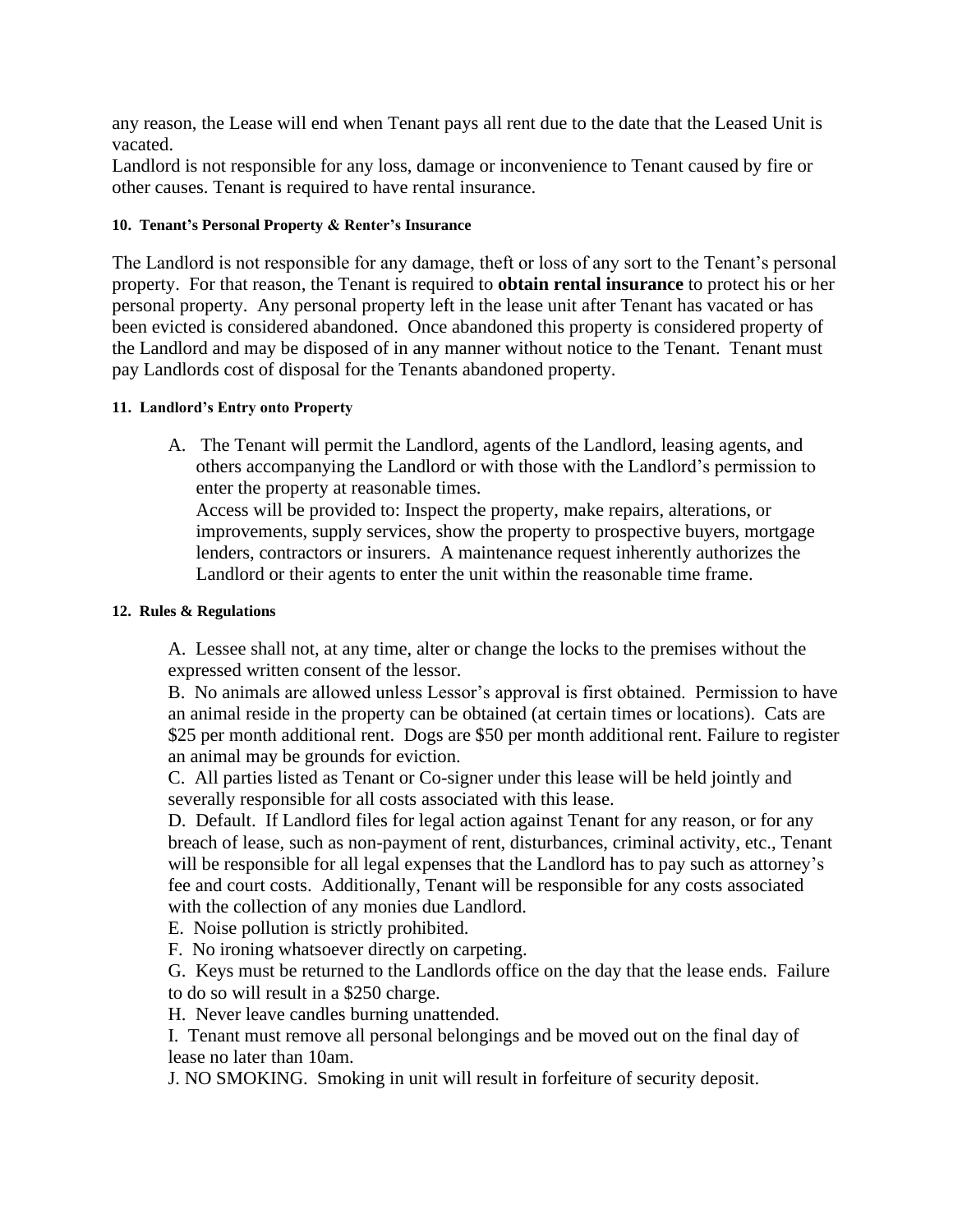any reason, the Lease will end when Tenant pays all rent due to the date that the Leased Unit is vacated.
Landlord is not responsible for any loss, damage or inconvenience to Tenant caused by fire or other causes. Tenant is required to have rental insurance.

#### 10. Tenant's Personal Property & Renter's Insurance

The Landlord is not responsible for any damage, theft or loss of any sort to the Tenant's personal property. For that reason, the Tenant is required to **obtain rental insurance** to protect his or her personal property. Any personal property left in the lease unit after Tenant has vacated or has been evicted is considered abandoned. Once abandoned this property is considered property of the Landlord and may be disposed of in any manner without notice to the Tenant. Tenant must pay Landlords cost of disposal for the Tenants abandoned property.

#### 11. Landlord's Entry onto Property

A. The Tenant will permit the Landlord, agents of the Landlord, leasing agents, and others accompanying the Landlord or with those with the Landlord's permission to enter the property at reasonable times.
Access will be provided to: Inspect the property, make repairs, alterations, or improvements, supply services, show the property to prospective buyers, mortgage lenders, contractors or insurers. A maintenance request inherently authorizes the Landlord or their agents to enter the unit within the reasonable time frame.

#### 12. Rules & Regulations

A. Lessee shall not, at any time, alter or change the locks to the premises without the expressed written consent of the lessor.
B. No animals are allowed unless Lessor's approval is first obtained. Permission to have an animal reside in the property can be obtained (at certain times or locations). Cats are $25 per month additional rent. Dogs are $50 per month additional rent. Failure to register an animal may be grounds for eviction.
C. All parties listed as Tenant or Co-signer under this lease will be held jointly and severally responsible for all costs associated with this lease.
D. Default. If Landlord files for legal action against Tenant for any reason, or for any breach of lease, such as non-payment of rent, disturbances, criminal activity, etc., Tenant will be responsible for all legal expenses that the Landlord has to pay such as attorney's fee and court costs. Additionally, Tenant will be responsible for any costs associated with the collection of any monies due Landlord.
E. Noise pollution is strictly prohibited.
F. No ironing whatsoever directly on carpeting.
G. Keys must be returned to the Landlords office on the day that the lease ends. Failure to do so will result in a $250 charge.
H. Never leave candles burning unattended.
I. Tenant must remove all personal belongings and be moved out on the final day of lease no later than 10am.
J. NO SMOKING. Smoking in unit will result in forfeiture of security deposit.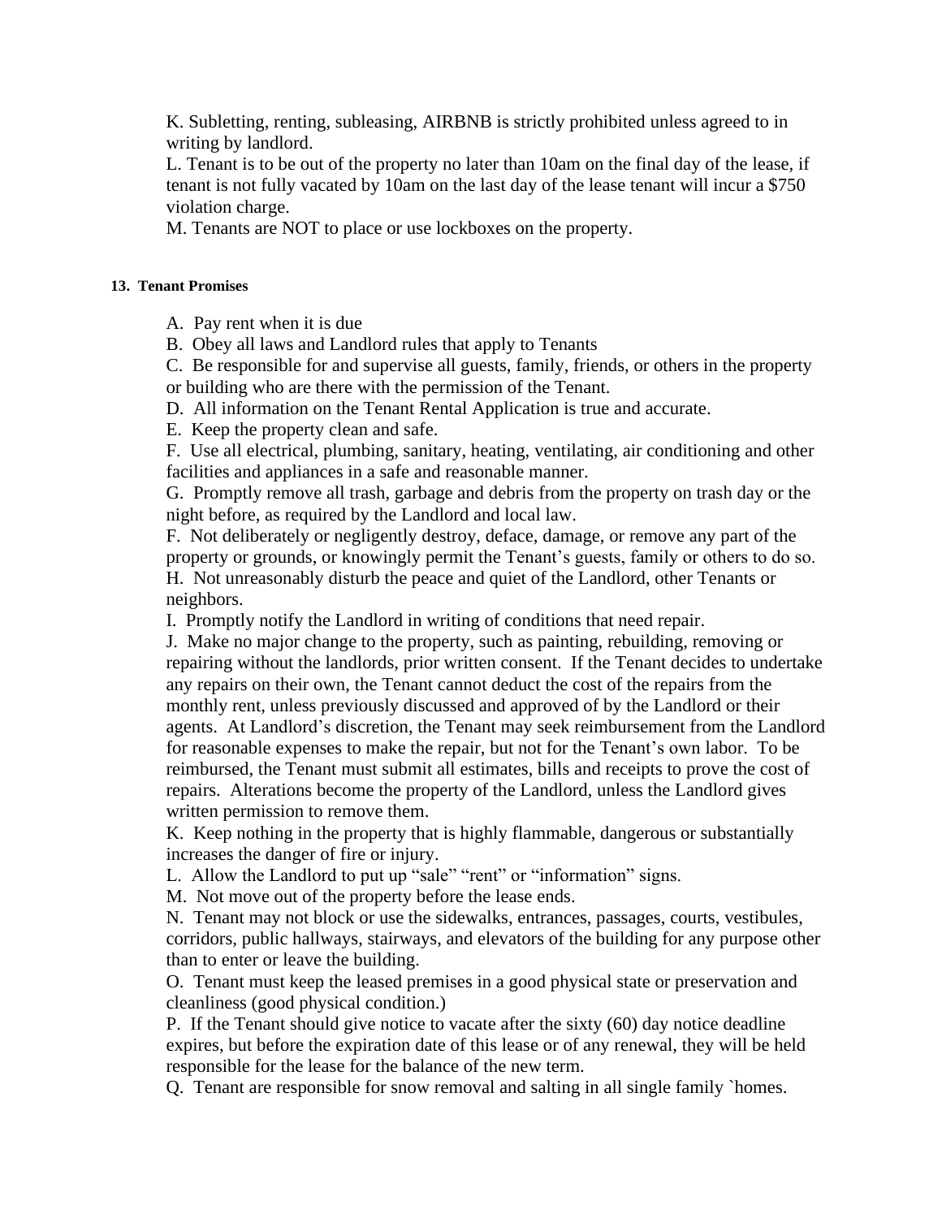K. Subletting, renting, subleasing, AIRBNB is strictly prohibited unless agreed to in writing by landlord.
L. Tenant is to be out of the property no later than 10am on the final day of the lease, if tenant is not fully vacated by 10am on the last day of the lease tenant will incur a $750 violation charge.
M. Tenants are NOT to place or use lockboxes on the property.

#### 13. Tenant Promises

A. Pay rent when it is due
B. Obey all laws and Landlord rules that apply to Tenants
C. Be responsible for and supervise all guests, family, friends, or others in the property or building who are there with the permission of the Tenant.
D. All information on the Tenant Rental Application is true and accurate.
E. Keep the property clean and safe.
F. Use all electrical, plumbing, sanitary, heating, ventilating, air conditioning and other facilities and appliances in a safe and reasonable manner.
G. Promptly remove all trash, garbage and debris from the property on trash day or the night before, as required by the Landlord and local law.
F. Not deliberately or negligently destroy, deface, damage, or remove any part of the property or grounds, or knowingly permit the Tenant's guests, family or others to do so.
H. Not unreasonably disturb the peace and quiet of the Landlord, other Tenants or neighbors.
I. Promptly notify the Landlord in writing of conditions that need repair.
J. Make no major change to the property, such as painting, rebuilding, removing or repairing without the landlords, prior written consent. If the Tenant decides to undertake any repairs on their own, the Tenant cannot deduct the cost of the repairs from the monthly rent, unless previously discussed and approved of by the Landlord or their agents. At Landlord's discretion, the Tenant may seek reimbursement from the Landlord for reasonable expenses to make the repair, but not for the Tenant's own labor. To be reimbursed, the Tenant must submit all estimates, bills and receipts to prove the cost of repairs. Alterations become the property of the Landlord, unless the Landlord gives written permission to remove them.
K. Keep nothing in the property that is highly flammable, dangerous or substantially increases the danger of fire or injury.
L. Allow the Landlord to put up "sale" "rent" or "information" signs.
M. Not move out of the property before the lease ends.
N. Tenant may not block or use the sidewalks, entrances, passages, courts, vestibules, corridors, public hallways, stairways, and elevators of the building for any purpose other than to enter or leave the building.
O. Tenant must keep the leased premises in a good physical state or preservation and cleanliness (good physical condition.)
P. If the Tenant should give notice to vacate after the sixty (60) day notice deadline expires, but before the expiration date of this lease or of any renewal, they will be held responsible for the lease for the balance of the new term.
Q. Tenant are responsible for snow removal and salting in all single family `homes.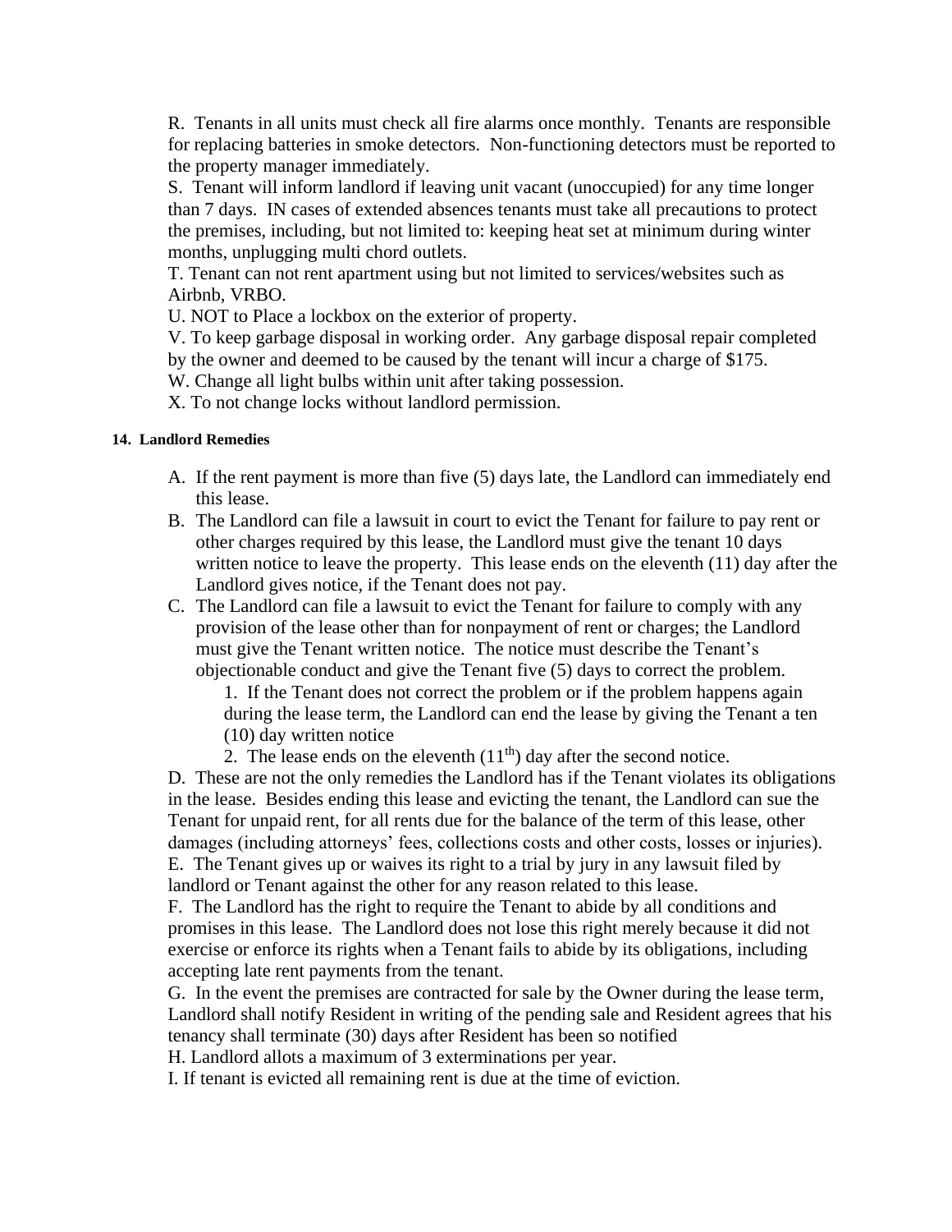R. Tenants in all units must check all fire alarms once monthly. Tenants are responsible for replacing batteries in smoke detectors. Non-functioning detectors must be reported to the property manager immediately.

S. Tenant will inform landlord if leaving unit vacant (unoccupied) for any time longer than 7 days. IN cases of extended absences tenants must take all precautions to protect the premises, including, but not limited to: keeping heat set at minimum during winter months, unplugging multi chord outlets.

T. Tenant can not rent apartment using but not limited to services/websites such as Airbnb, VRBO.

U. NOT to Place a lockbox on the exterior of property.

V. To keep garbage disposal in working order. Any garbage disposal repair completed by the owner and deemed to be caused by the tenant will incur a charge of $175.

W. Change all light bulbs within unit after taking possession.

X. To not change locks without landlord permission.

#### 14. Landlord Remedies

A. If the rent payment is more than five (5) days late, the Landlord can immediately end this lease.

B. The Landlord can file a lawsuit in court to evict the Tenant for failure to pay rent or other charges required by this lease, the Landlord must give the tenant 10 days written notice to leave the property. This lease ends on the eleventh (11) day after the Landlord gives notice, if the Tenant does not pay.

C. The Landlord can file a lawsuit to evict the Tenant for failure to comply with any provision of the lease other than for nonpayment of rent or charges; the Landlord must give the Tenant written notice. The notice must describe the Tenant's objectionable conduct and give the Tenant five (5) days to correct the problem.

   1. If the Tenant does not correct the problem or if the problem happens again during the lease term, the Landlord can end the lease by giving the Tenant a ten (10) day written notice
   2. The lease ends on the eleventh (11th) day after the second notice.

D. These are not the only remedies the Landlord has if the Tenant violates its obligations in the lease. Besides ending this lease and evicting the tenant, the Landlord can sue the Tenant for unpaid rent, for all rents due for the balance of the term of this lease, other damages (including attorneys' fees, collections costs and other costs, losses or injuries).

E. The Tenant gives up or waives its right to a trial by jury in any lawsuit filed by landlord or Tenant against the other for any reason related to this lease.

F. The Landlord has the right to require the Tenant to abide by all conditions and promises in this lease. The Landlord does not lose this right merely because it did not exercise or enforce its rights when a Tenant fails to abide by its obligations, including accepting late rent payments from the tenant.

G. In the event the premises are contracted for sale by the Owner during the lease term, Landlord shall notify Resident in writing of the pending sale and Resident agrees that his tenancy shall terminate (30) days after Resident has been so notified

H. Landlord allots a maximum of 3 exterminations per year.

I. If tenant is evicted all remaining rent is due at the time of eviction.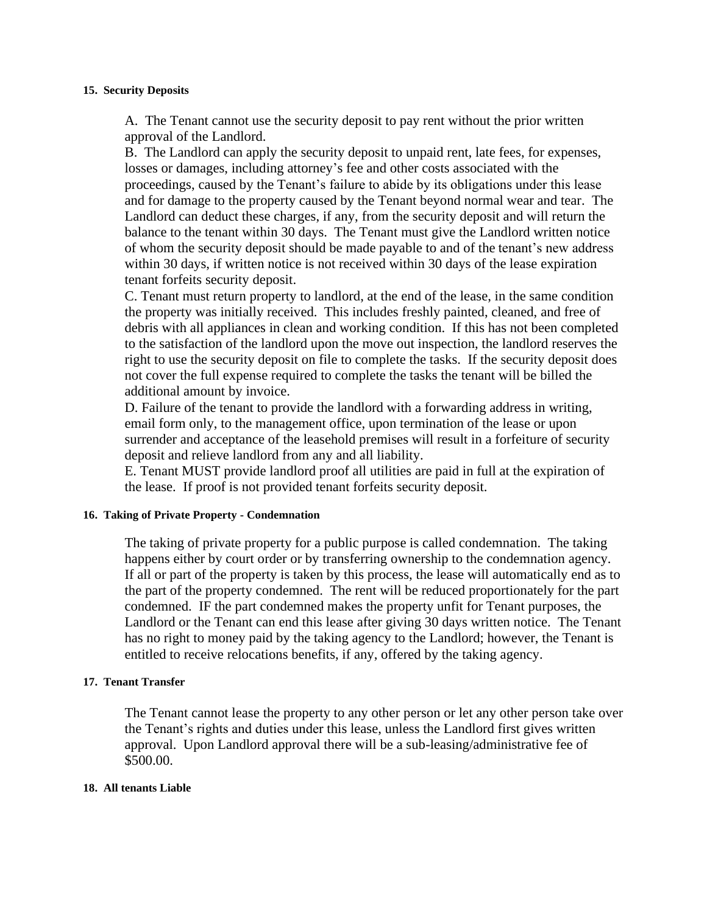#### 15. Security Deposits

A. The Tenant cannot use the security deposit to pay rent without the prior written approval of the Landlord.
B. The Landlord can apply the security deposit to unpaid rent, late fees, for expenses, losses or damages, including attorney's fee and other costs associated with the proceedings, caused by the Tenant's failure to abide by its obligations under this lease and for damage to the property caused by the Tenant beyond normal wear and tear. The Landlord can deduct these charges, if any, from the security deposit and will return the balance to the tenant within 30 days. The Tenant must give the Landlord written notice of whom the security deposit should be made payable to and of the tenant's new address within 30 days, if written notice is not received within 30 days of the lease expiration tenant forfeits security deposit.
C. Tenant must return property to landlord, at the end of the lease, in the same condition the property was initially received. This includes freshly painted, cleaned, and free of debris with all appliances in clean and working condition. If this has not been completed to the satisfaction of the landlord upon the move out inspection, the landlord reserves the right to use the security deposit on file to complete the tasks. If the security deposit does not cover the full expense required to complete the tasks the tenant will be billed the additional amount by invoice.
D. Failure of the tenant to provide the landlord with a forwarding address in writing, email form only, to the management office, upon termination of the lease or upon surrender and acceptance of the leasehold premises will result in a forfeiture of security deposit and relieve landlord from any and all liability.
E. Tenant MUST provide landlord proof all utilities are paid in full at the expiration of the lease. If proof is not provided tenant forfeits security deposit.

#### 16. Taking of Private Property - Condemnation

The taking of private property for a public purpose is called condemnation. The taking happens either by court order or by transferring ownership to the condemnation agency. If all or part of the property is taken by this process, the lease will automatically end as to the part of the property condemned. The rent will be reduced proportionately for the part condemned. IF the part condemned makes the property unfit for Tenant purposes, the Landlord or the Tenant can end this lease after giving 30 days written notice. The Tenant has no right to money paid by the taking agency to the Landlord; however, the Tenant is entitled to receive relocations benefits, if any, offered by the taking agency.

#### 17. Tenant Transfer

The Tenant cannot lease the property to any other person or let any other person take over the Tenant's rights and duties under this lease, unless the Landlord first gives written approval. Upon Landlord approval there will be a sub-leasing/administrative fee of $500.00.

#### 18. All tenants Liable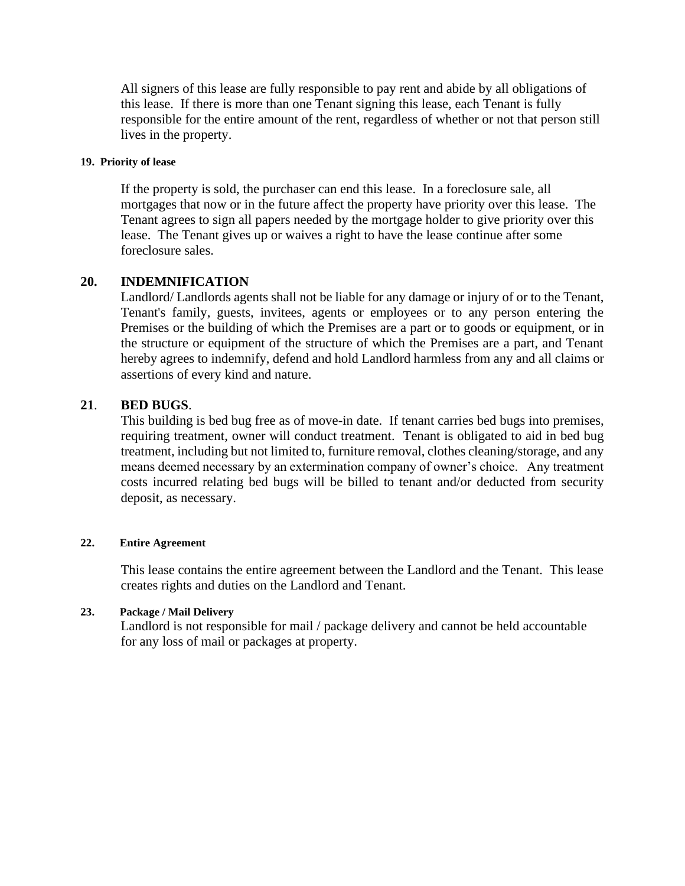All signers of this lease are fully responsible to pay rent and abide by all obligations of this lease. If there is more than one Tenant signing this lease, each Tenant is fully responsible for the entire amount of the rent, regardless of whether or not that person still lives in the property.

**19. Priority of lease**

If the property is sold, the purchaser can end this lease. In a foreclosure sale, all mortgages that now or in the future affect the property have priority over this lease. The Tenant agrees to sign all papers needed by the mortgage holder to give priority over this lease. The Tenant gives up or waives a right to have the lease continue after some foreclosure sales.

## 20. INDEMNIFICATION

Landlord/ Landlords agents shall not be liable for any damage or injury of or to the Tenant, Tenant's family, guests, invitees, agents or employees or to any person entering the Premises or the building of which the Premises are a part or to goods or equipment, or in the structure or equipment of the structure of which the Premises are a part, and Tenant hereby agrees to indemnify, defend and hold Landlord harmless from any and all claims or assertions of every kind and nature.

## 21. BED BUGS.

This building is bed bug free as of move-in date. If tenant carries bed bugs into premises, requiring treatment, owner will conduct treatment. Tenant is obligated to aid in bed bug treatment, including but not limited to, furniture removal, clothes cleaning/storage, and any means deemed necessary by an extermination company of owner's choice. Any treatment costs incurred relating bed bugs will be billed to tenant and/or deducted from security deposit, as necessary.

**22. Entire Agreement**

This lease contains the entire agreement between the Landlord and the Tenant. This lease creates rights and duties on the Landlord and Tenant.

**23. Package / Mail Delivery**

Landlord is not responsible for mail / package delivery and cannot be held accountable for any loss of mail or packages at property.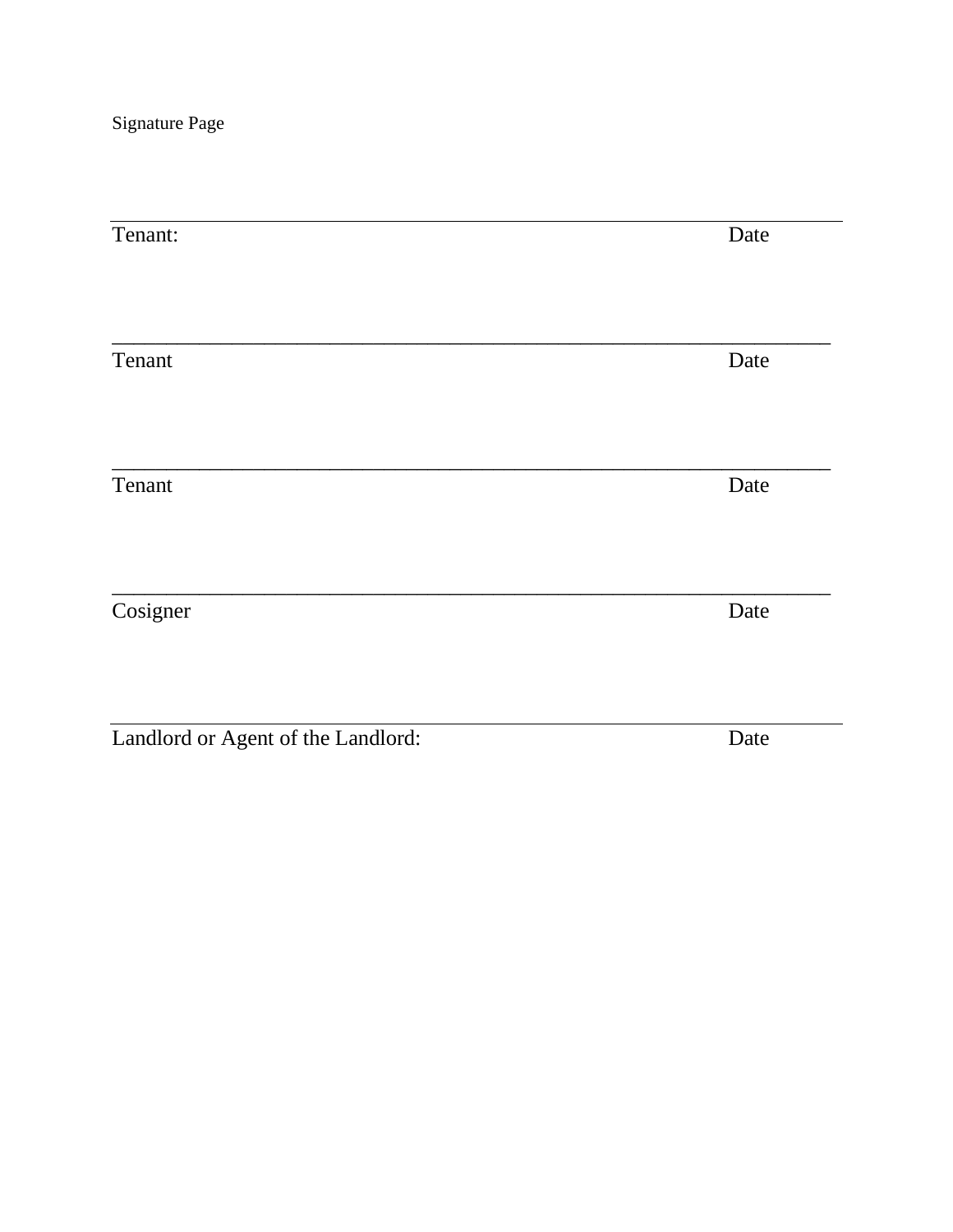Signature Page

______________________________________________________________________

Tenant: Date

______________________________________________________________________

Tenant Date

______________________________________________________________________

Tenant Date

______________________________________________________________________

Cosigner Date

______________________________________________________________________

Landlord or Agent of the Landlord: Date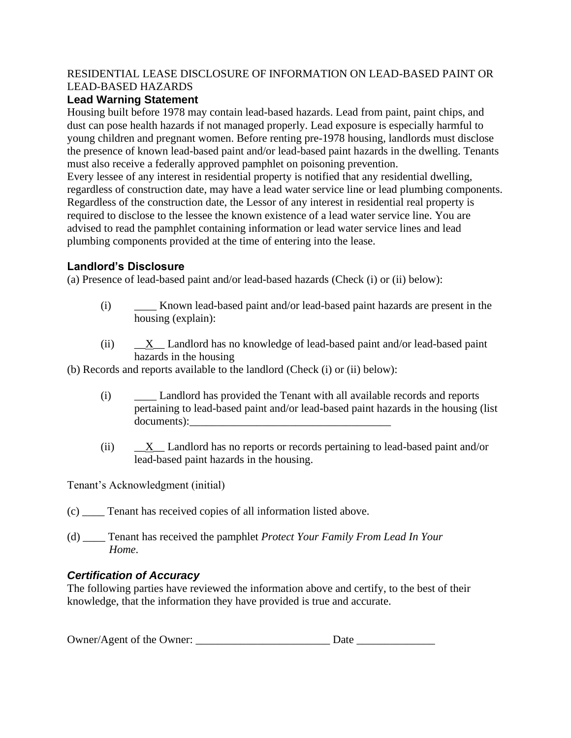RESIDENTIAL LEASE DISCLOSURE OF INFORMATION ON LEAD-BASED PAINT OR LEAD-BASED HAZARDS

### Lead Warning Statement

Housing built before 1978 may contain lead-based hazards. Lead from paint, paint chips, and dust can pose health hazards if not managed properly. Lead exposure is especially harmful to young children and pregnant women. Before renting pre-1978 housing, landlords must disclose the presence of known lead-based paint and/or lead-based paint hazards in the dwelling. Tenants must also receive a federally approved pamphlet on poisoning prevention.
Every lessee of any interest in residential property is notified that any residential dwelling, regardless of construction date, may have a lead water service line or lead plumbing components. Regardless of the construction date, the Lessor of any interest in residential real property is required to disclose to the lessee the known existence of a lead water service line. You are advised to read the pamphlet containing information or lead water service lines and lead plumbing components provided at the time of entering into the lease.

### Landlord's Disclosure

(a) Presence of lead-based paint and/or lead-based hazards (Check (i) or (ii) below):

(i) ____ Known lead-based paint and/or lead-based paint hazards are present in the housing (explain):

(ii) __X__ Landlord has no knowledge of lead-based paint and/or lead-based paint hazards in the housing

(b) Records and reports available to the landlord (Check (i) or (ii) below):

(i) ____ Landlord has provided the Tenant with all available records and reports pertaining to lead-based paint and/or lead-based paint hazards in the housing (list documents):____________________________________

(ii) __X__ Landlord has no reports or records pertaining to lead-based paint and/or lead-based paint hazards in the housing.

Tenant's Acknowledgment (initial)

(c) ____ Tenant has received copies of all information listed above.

(d) ____ Tenant has received the pamphlet *Protect Your Family From Lead In Your Home*.

### *Certification of Accuracy*

The following parties have reviewed the information above and certify, to the best of their knowledge, that the information they have provided is true and accurate.

Owner/Agent of the Owner: ________________________ Date ______________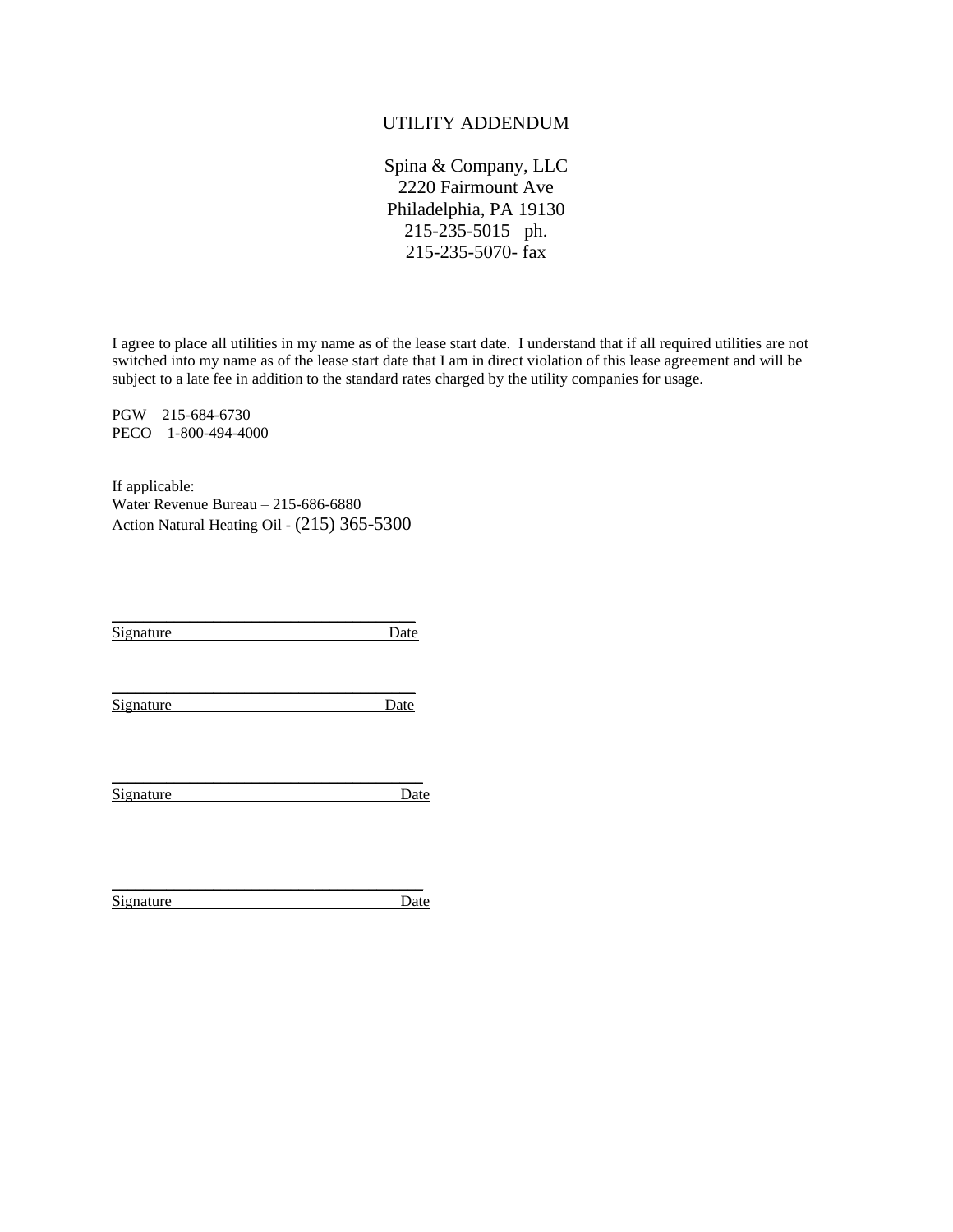# UTILITY ADDENDUM

Spina & Company, LLC
2220 Fairmount Ave
Philadelphia, PA 19130
215-235-5015 –ph.
215-235-5070- fax

I agree to place all utilities in my name as of the lease start date. I understand that if all required utilities are not switched into my name as of the lease start date that I am in direct violation of this lease agreement and will be subject to a late fee in addition to the standard rates charged by the utility companies for usage.

PGW – 215-684-6730
PECO – 1-800-494-4000

If applicable:
Water Revenue Bureau – 215-686-6880
Action Natural Heating Oil - (215) 365-5300

\_\_\_\_\_\_\_\_\_\_\_\_\_\_\_\_\_\_\_\_\_\_\_\_\_\_\_\_\_\_\_\_\_\_\_\_
Signature Date

\_\_\_\_\_\_\_\_\_\_\_\_\_\_\_\_\_\_\_\_\_\_\_\_\_\_\_\_\_\_\_\_\_\_\_\_
Signature Date

\_\_\_\_\_\_\_\_\_\_\_\_\_\_\_\_\_\_\_\_\_\_\_\_\_\_\_\_\_\_\_\_\_\_\_\_
Signature Date

\_\_\_\_\_\_\_\_\_\_\_\_\_\_\_\_\_\_\_\_\_\_\_\_\_\_\_\_\_\_\_\_\_\_\_\_
Signature Date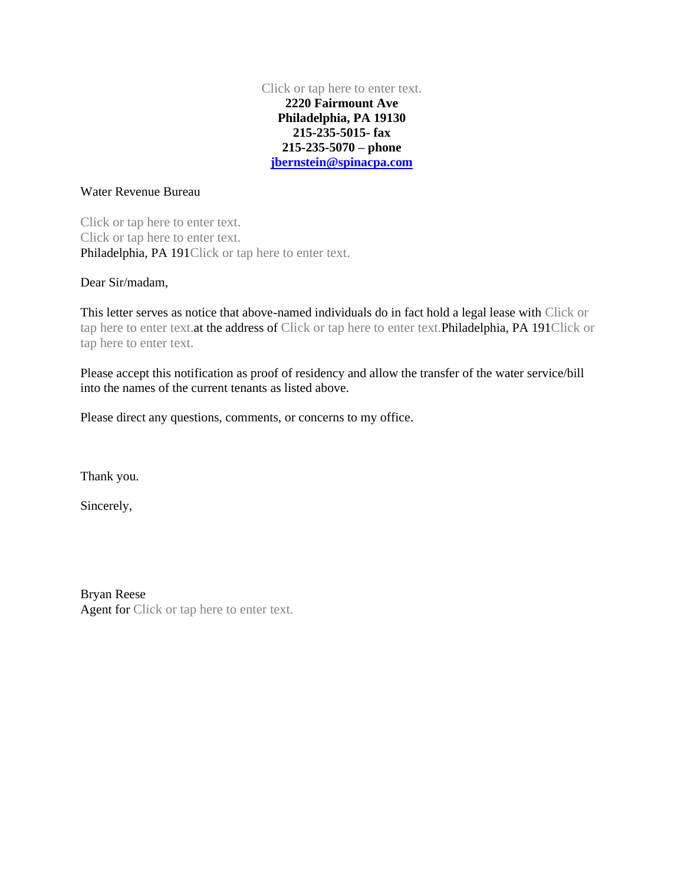Click or tap here to enter text.
**2220 Fairmount Ave**
**Philadelphia, PA 19130**
**215-235-5015- fax**
**215-235-5070 – phone**
**jbernstein@spinacpa.com**

Water Revenue Bureau

Click or tap here to enter text.
Click or tap here to enter text.
Philadelphia, PA 191Click or tap here to enter text.

Dear Sir/madam,

This letter serves as notice that above-named individuals do in fact hold a legal lease with Click or tap here to enter text.at the address of Click or tap here to enter text.Philadelphia, PA 191Click or tap here to enter text.

Please accept this notification as proof of residency and allow the transfer of the water service/bill into the names of the current tenants as listed above.

Please direct any questions, comments, or concerns to my office.

Thank you.

Sincerely,

Bryan Reese
Agent for Click or tap here to enter text.